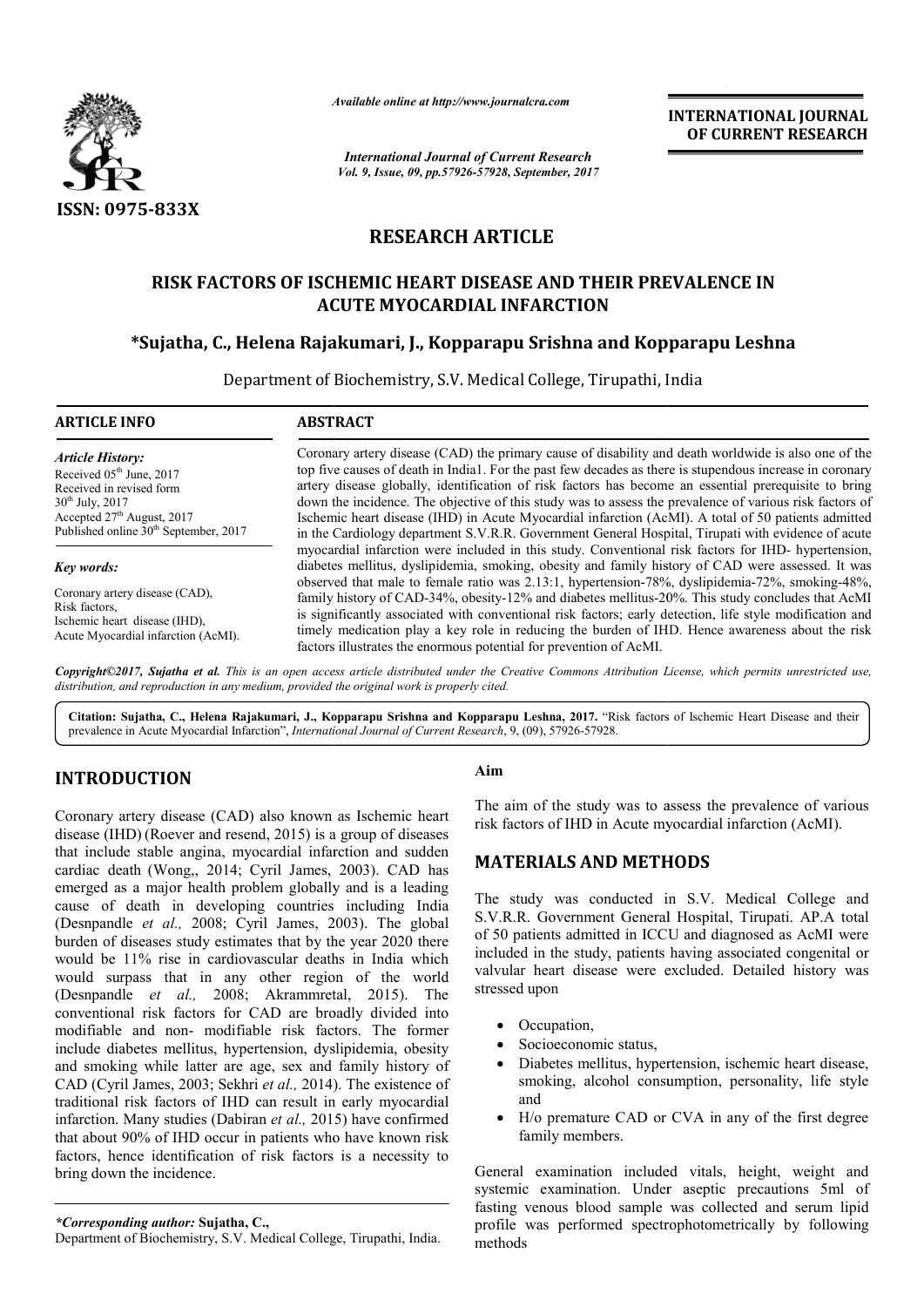ISSN: 0975-833X

*Available online at http://www.journalcra.com*

*International Journal of Current Research*
*Vol. 9, Issue, 09, pp.57926-57928, September, 2017*

**INTERNATIONAL JOURNAL OF CURRENT RESEARCH**

## RESEARCH ARTICLE

# RISK FACTORS OF ISCHEMIC HEART DISEASE AND THEIR PREVALENCE IN ACUTE MYOCARDIAL INFARCTION

**\*Sujatha, C., Helena Rajakumari, J., Kopparapu Srishna and Kopparapu Leshna**

Department of Biochemistry, S.V. Medical College, Tirupathi, India

**ARTICLE INFO**

*Article History:*
Received 05th June, 2017
Received in revised form
30th July, 2017
Accepted 27th August, 2017
Published online 30th September, 2017

*Key words:*
Coronary artery disease (CAD),
Risk factors,
Ischemic heart disease (IHD),
Acute Myocardial infarction (AcMI).

**ABSTRACT**

Coronary artery disease (CAD) the primary cause of disability and death worldwide is also one of the top five causes of death in India1. For the past few decades as there is stupendous increase in coronary artery disease globally, identification of risk factors has become an essential prerequisite to bring down the incidence. The objective of this study was to assess the prevalence of various risk factors of Ischemic heart disease (IHD) in Acute Myocardial infarction (AcMI). A total of 50 patients admitted in the Cardiology department S.V.R.R. Government General Hospital, Tirupati with evidence of acute myocardial infarction were included in this study. Conventional risk factors for IHD- hypertension, diabetes mellitus, dyslipidemia, smoking, obesity and family history of CAD were assessed. It was observed that male to female ratio was 2.13:1, hypertension-78%, dyslipidemia-72%, smoking-48%, family history of CAD-34%, obesity-12% and diabetes mellitus-20%. This study concludes that AcMI is significantly associated with conventional risk factors; early detection, life style modification and timely medication play a key role in reducing the burden of IHD. Hence awareness about the risk factors illustrates the enormous potential for prevention of AcMI.

*Copyright©2017, Sujatha et al. This is an open access article distributed under the Creative Commons Attribution License, which permits unrestricted use, distribution, and reproduction in any medium, provided the original work is properly cited.*

**Citation: Sujatha, C., Helena Rajakumari, J., Kopparapu Srishna and Kopparapu Leshna, 2017.** "Risk factors of Ischemic Heart Disease and their prevalence in Acute Myocardial Infarction", *International Journal of Current Research*, 9, (09), 57926-57928.

## INTRODUCTION

Coronary artery disease (CAD) also known as Ischemic heart disease (IHD) (Roever and resend, 2015) is a group of diseases that include stable angina, myocardial infarction and sudden cardiac death (Wong,, 2014; Cyril James, 2003). CAD has emerged as a major health problem globally and is a leading cause of death in developing countries including India (Desnpandle *et al.,* 2008; Cyril James, 2003). The global burden of diseases study estimates that by the year 2020 there would be 11% rise in cardiovascular deaths in India which would surpass that in any other region of the world (Desnpandle *et al.,* 2008; Akrammretal, 2015). The conventional risk factors for CAD are broadly divided into modifiable and non- modifiable risk factors. The former include diabetes mellitus, hypertension, dyslipidemia, obesity and smoking while latter are age, sex and family history of CAD (Cyril James, 2003; Sekhri *et al.,* 2014). The existence of traditional risk factors of IHD can result in early myocardial infarction. Many studies (Dabiran *et al.,* 2015) have confirmed that about 90% of IHD occur in patients who have known risk factors, hence identification of risk factors is a necessity to bring down the incidence.

*\*Corresponding author:* **Sujatha, C.,**
Department of Biochemistry, S.V. Medical College, Tirupathi, India.

### Aim

The aim of the study was to assess the prevalence of various risk factors of IHD in Acute myocardial infarction (AcMI).

## MATERIALS AND METHODS

The study was conducted in S.V. Medical College and S.V.R.R. Government General Hospital, Tirupati. AP.A total of 50 patients admitted in ICCU and diagnosed as AcMI were included in the study, patients having associated congenital or valvular heart disease were excluded. Detailed history was stressed upon

- Occupation,
- Socioeconomic status,
- Diabetes mellitus, hypertension, ischemic heart disease, smoking, alcohol consumption, personality, life style and
- H/o premature CAD or CVA in any of the first degree family members.

General examination included vitals, height, weight and systemic examination. Under aseptic precautions 5ml of fasting venous blood sample was collected and serum lipid profile was performed spectrophotometrically by following methods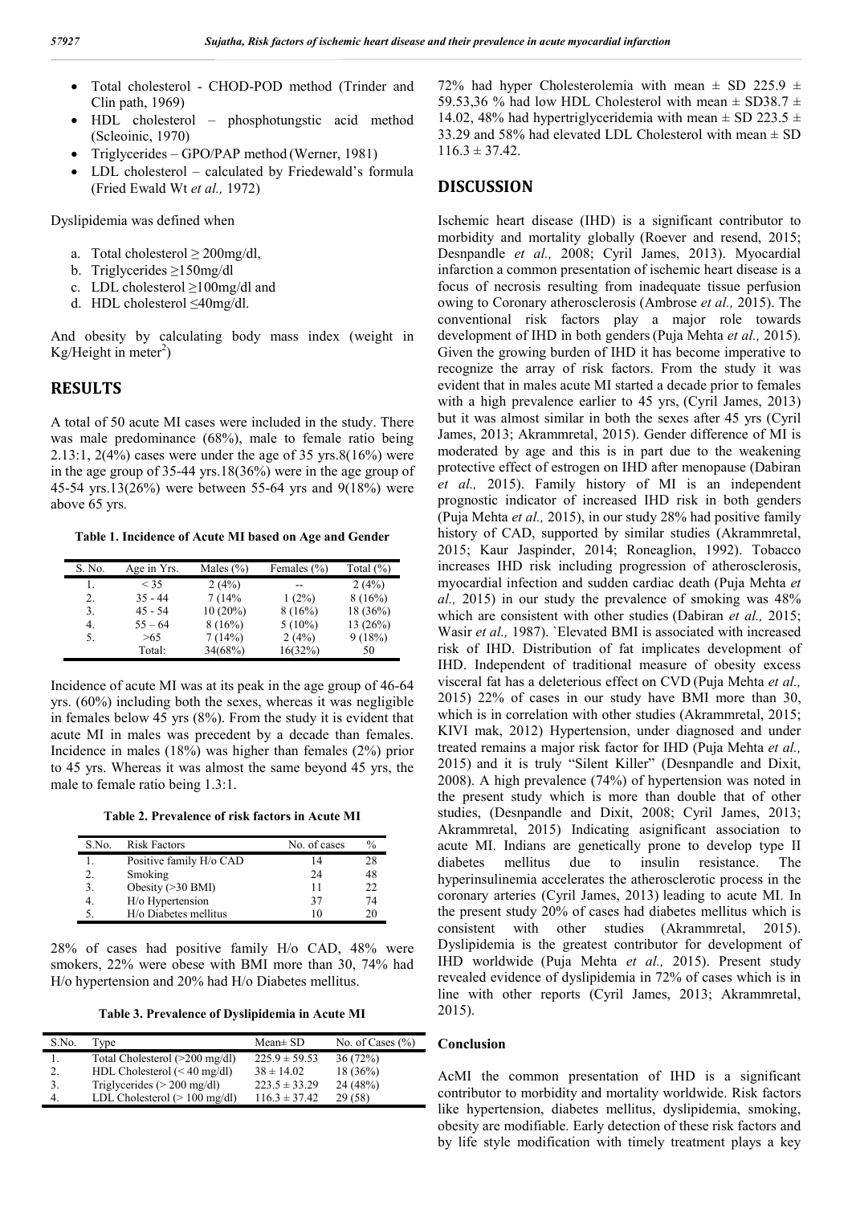- Total cholesterol - CHOD-POD method (Trinder and Clin path, 1969)
- HDL cholesterol – phosphotungstic acid method (Scleoinic, 1970)
- Triglycerides – GPO/PAP method (Werner, 1981)
- LDL cholesterol – calculated by Friedewald's formula (Fried Ewald Wt *et al.,* 1972)

Dyslipidemia was defined when

a. Total cholesterol ≥ 200mg/dl,
b. Triglycerides ≥150mg/dl
c. LDL cholesterol ≥100mg/dl and
d. HDL cholesterol ≤40mg/dl.

And obesity by calculating body mass index (weight in Kg/Height in meter$^2$)

## RESULTS

A total of 50 acute MI cases were included in the study. There was male predominance (68%), male to female ratio being 2.13:1, 2(4%) cases were under the age of 35 yrs.8(16%) were in the age group of 35-44 yrs.18(36%) were in the age group of 45-54 yrs.13(26%) were between 55-64 yrs and 9(18%) were above 65 yrs.

**Table 1. Incidence of Acute MI based on Age and Gender**

| S. No. | Age in Yrs. | Males (%) | Females (%) | Total (%) |
|---|---|---|---|---|
| 1. | < 35 | 2 (4%) | -- | 2 (4%) |
| 2. | 35 - 44 | 7 (14% | 1 (2%) | 8 (16%) |
| 3. | 45 - 54 | 10 (20%) | 8 (16%) | 18 (36%) |
| 4. | 55 – 64 | 8 (16%) | 5 (10%) | 13 (26%) |
| 5. | >65 | 7 (14%) | 2 (4%) | 9 (18%) |
| | Total: | 34(68%) | 16(32%) | 50 |

Incidence of acute MI was at its peak in the age group of 46-64 yrs. (60%) including both the sexes, whereas it was negligible in females below 45 yrs (8%). From the study it is evident that acute MI in males was precedent by a decade than females. Incidence in males (18%) was higher than females (2%) prior to 45 yrs. Whereas it was almost the same beyond 45 yrs, the male to female ratio being 1.3:1.

**Table 2. Prevalence of risk factors in Acute MI**

| S.No. | Risk Factors | No. of cases | % |
|---|---|---|---|
| 1. | Positive family H/o CAD | 14 | 28 |
| 2. | Smoking | 24 | 48 |
| 3. | Obesity (>30 BMI) | 11 | 22 |
| 4. | H/o Hypertension | 37 | 74 |
| 5. | H/o Diabetes mellitus | 10 | 20 |

28% of cases had positive family H/o CAD, 48% were smokers, 22% were obese with BMI more than 30, 74% had H/o hypertension and 20% had H/o Diabetes mellitus.

**Table 3. Prevalence of Dyslipidemia in Acute MI**

| S.No. | Type | Mean± SD | No. of Cases (%) |
|---|---|---|---|
| 1. | Total Cholesterol (>200 mg/dl) | 225.9 ± 59.53 | 36 (72%) |
| 2. | HDL Cholesterol (< 40 mg/dl) | 38 ± 14.02 | 18 (36%) |
| 3. | Triglycerides (> 200 mg/dl) | 223.5 ± 33.29 | 24 (48%) |
| 4. | LDL Cholesterol (> 100 mg/dl) | 116.3 ± 37.42 | 29 (58) |

72% had hyper Cholesterolemia with mean ± SD 225.9 ± 59.53,36 % had low HDL Cholesterol with mean ± SD38.7 ± 14.02, 48% had hypertriglyceridemia with mean ± SD 223.5 ± 33.29 and 58% had elevated LDL Cholesterol with mean ± SD 116.3 ± 37.42.

## DISCUSSION

Ischemic heart disease (IHD) is a significant contributor to morbidity and mortality globally (Roever and resend, 2015; Desnpandle *et al.,* 2008; Cyril James, 2013). Myocardial infarction a common presentation of ischemic heart disease is a focus of necrosis resulting from inadequate tissue perfusion owing to Coronary atherosclerosis (Ambrose *et al.,* 2015). The conventional risk factors play a major role towards development of IHD in both genders (Puja Mehta *et al.,* 2015). Given the growing burden of IHD it has become imperative to recognize the array of risk factors. From the study it was evident that in males acute MI started a decade prior to females with a high prevalence earlier to 45 yrs, (Cyril James, 2013) but it was almost similar in both the sexes after 45 yrs (Cyril James, 2013; Akrammretal, 2015). Gender difference of MI is moderated by age and this is in part due to the weakening protective effect of estrogen on IHD after menopause (Dabiran *et al.,* 2015). Family history of MI is an independent prognostic indicator of increased IHD risk in both genders (Puja Mehta *et al.,* 2015), in our study 28% had positive family history of CAD, supported by similar studies (Akrammretal, 2015; Kaur Jaspinder, 2014; Roneaglion, 1992). Tobacco increases IHD risk including progression of atherosclerosis, myocardial infection and sudden cardiac death (Puja Mehta *et al.,* 2015) in our study the prevalence of smoking was 48% which are consistent with other studies (Dabiran *et al.,* 2015; Wasir *et al.,* 1987). `Elevated BMI is associated with increased risk of IHD. Distribution of fat implicates development of IHD. Independent of traditional measure of obesity excess visceral fat has a deleterious effect on CVD (Puja Mehta *et al.,* 2015) 22% of cases in our study have BMI more than 30, which is in correlation with other studies (Akrammretal, 2015; KIVI mak, 2012) Hypertension, under diagnosed and under treated remains a major risk factor for IHD (Puja Mehta *et al.,* 2015) and it is truly "Silent Killer" (Desnpandle and Dixit, 2008). A high prevalence (74%) of hypertension was noted in the present study which is more than double that of other studies, (Desnpandle and Dixit, 2008; Cyril James, 2013; Akrammretal, 2015) Indicating asignificant association to acute MI. Indians are genetically prone to develop type II diabetes mellitus due to insulin resistance. The hyperinsulinemia accelerates the atherosclerotic process in the coronary arteries (Cyril James, 2013) leading to acute MI. In the present study 20% of cases had diabetes mellitus which is consistent with other studies (Akrammretal, 2015). Dyslipidemia is the greatest contributor for development of IHD worldwide (Puja Mehta *et al.,* 2015). Present study revealed evidence of dyslipidemia in 72% of cases which is in line with other reports (Cyril James, 2013; Akrammretal, 2015).

### Conclusion

AcMI the common presentation of IHD is a significant contributor to morbidity and mortality worldwide. Risk factors like hypertension, diabetes mellitus, dyslipidemia, smoking, obesity are modifiable. Early detection of these risk factors and by life style modification with timely treatment plays a key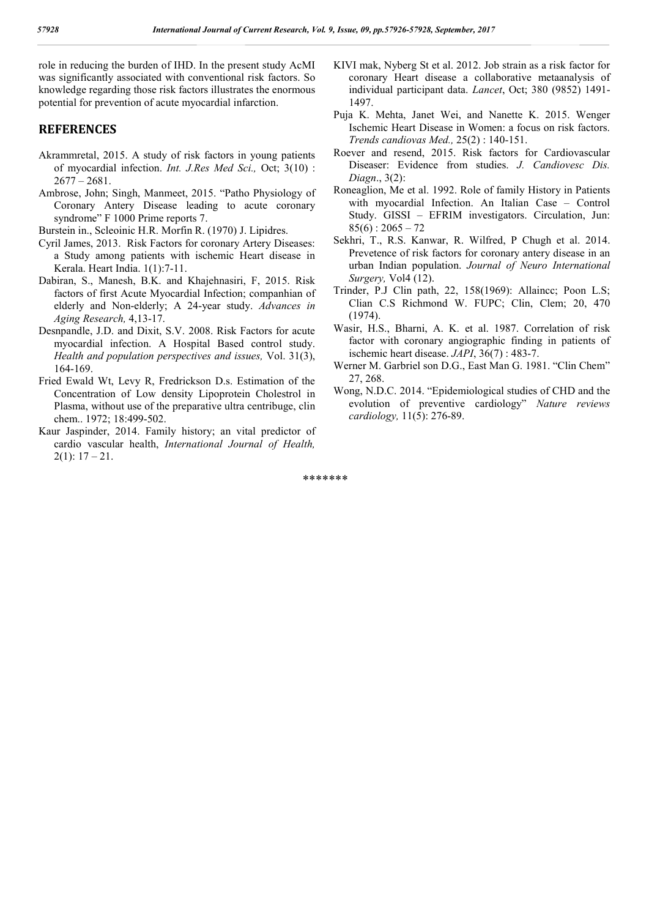role in reducing the burden of IHD. In the present study AcMI was significantly associated with conventional risk factors. So knowledge regarding those risk factors illustrates the enormous potential for prevention of acute myocardial infarction.

## REFERENCES

Akrammretal, 2015. A study of risk factors in young patients of myocardial infection. *Int. J.Res Med Sci.,* Oct; 3(10) : 2677 – 2681.

Ambrose, John; Singh, Manmeet, 2015. "Patho Physiology of Coronary Antery Disease leading to acute coronary syndrome" F 1000 Prime reports 7.

Burstein in., Scleoinic H.R. Morfin R. (1970) J. Lipidres.

Cyril James, 2013. Risk Factors for coronary Artery Diseases: a Study among patients with ischemic Heart disease in Kerala. Heart India. 1(1):7-11.

Dabiran, S., Manesh, B.K. and Khajehnasiri, F, 2015. Risk factors of first Acute Myocardial Infection; companhian of elderly and Non-elderly; A 24-year study. *Advances in Aging Research,* 4,13-17.

Desnpandle, J.D. and Dixit, S.V. 2008. Risk Factors for acute myocardial infection. A Hospital Based control study. *Health and population perspectives and issues,* Vol. 31(3), 164-169.

Fried Ewald Wt, Levy R, Fredrickson D.s. Estimation of the Concentration of Low density Lipoprotein Cholestrol in Plasma, without use of the preparative ultra centribuge, clin chem.. 1972; 18:499-502.

Kaur Jaspinder, 2014. Family history; an vital predictor of cardio vascular health, *International Journal of Health,* 2(1): 17 – 21.

KIVI mak, Nyberg St et al. 2012. Job strain as a risk factor for coronary Heart disease a collaborative metaanalysis of individual participant data. *Lancet*, Oct; 380 (9852) 1491-1497.

Puja K. Mehta, Janet Wei, and Nanette K. 2015. Wenger Ischemic Heart Disease in Women: a focus on risk factors. *Trends candiovas Med.,* 25(2) : 140-151.

Roever and resend, 2015. Risk factors for Cardiovascular Diseaser: Evidence from studies. *J. Candiovesc Dis. Diagn*., 3(2):

Roneaglion, Me et al. 1992. Role of family History in Patients with myocardial Infection. An Italian Case – Control Study. GISSI – EFRIM investigators. Circulation, Jun: 85(6) : 2065 – 72

Sekhri, T., R.S. Kanwar, R. Wilfred, P Chugh et al. 2014. Prevetence of risk factors for coronary antery disease in an urban Indian population. *Journal of Neuro International Surgery,* Vol4 (12).

Trinder, P.J Clin path, 22, 158(1969): Allaincc; Poon L.S; Clian C.S Richmond W. FUPC; Clin, Clem; 20, 470 (1974).

Wasir, H.S., Bharni, A. K. et al. 1987. Correlation of risk factor with coronary angiographic finding in patients of ischemic heart disease. *JAPI*, 36(7) : 483-7.

Werner M. Garbriel son D.G., East Man G. 1981. "Clin Chem" 27, 268.

Wong, N.D.C. 2014. "Epidemiological studies of CHD and the evolution of preventive cardiology" *Nature reviews cardiology,* 11(5): 276-89.

\*\*\*\*\*\*\*